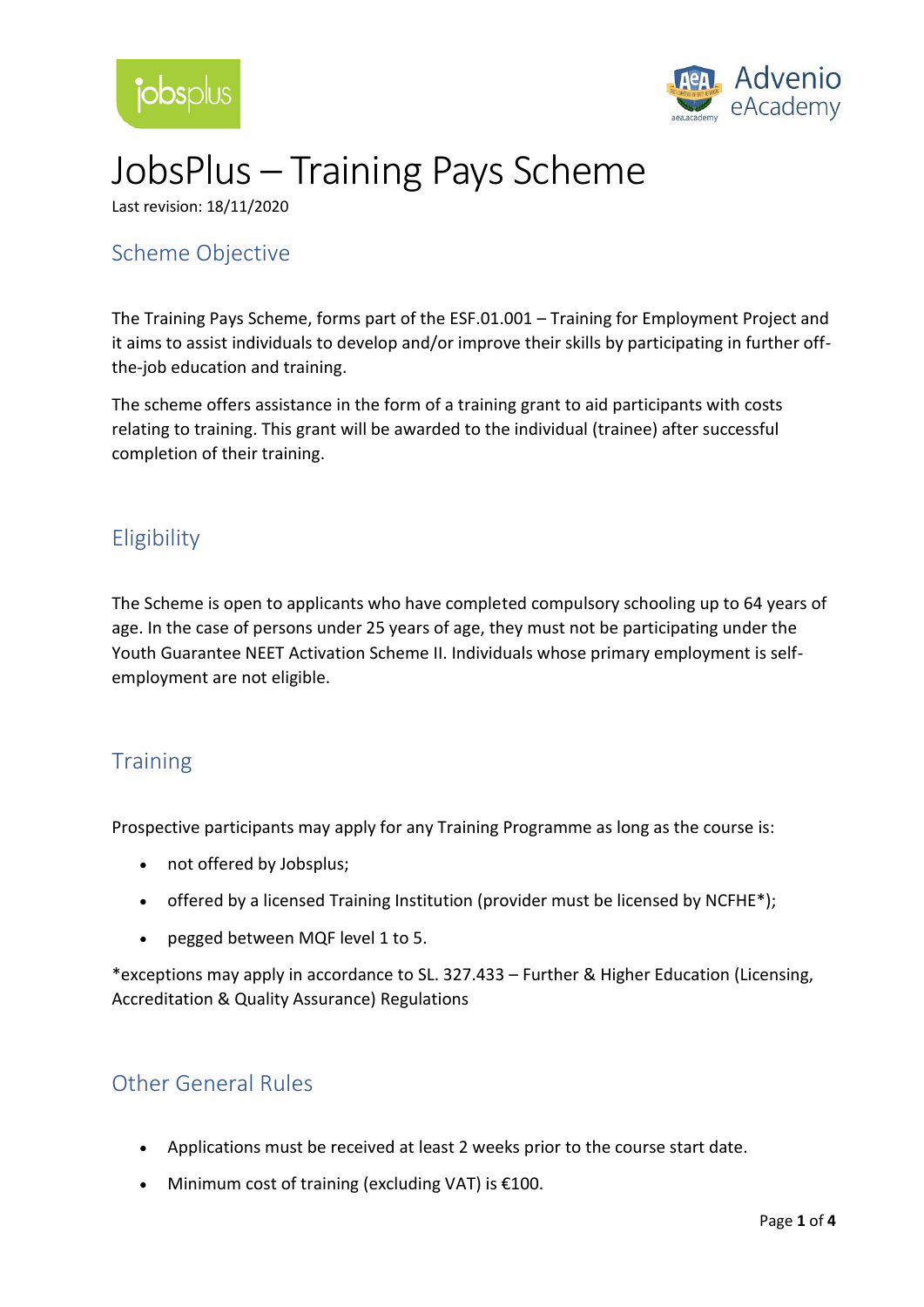# JobsPlus – Training Pays Scheme

Last revision: 18/11/2020

## Scheme Objective

The Training Pays Scheme, forms part of the ESF.01.001 – Training for Employment Project and it aims to assist individuals to develop and/or improve their skills by participating in further off-the-job education and training.

The scheme offers assistance in the form of a training grant to aid participants with costs relating to training. This grant will be awarded to the individual (trainee) after successful completion of their training.

## Eligibility

The Scheme is open to applicants who have completed compulsory schooling up to 64 years of age. In the case of persons under 25 years of age, they must not be participating under the Youth Guarantee NEET Activation Scheme II. Individuals whose primary employment is self-employment are not eligible.

## Training

Prospective participants may apply for any Training Programme as long as the course is:

- not offered by Jobsplus;
- offered by a licensed Training Institution (provider must be licensed by NCFHE*);
- pegged between MQF level 1 to 5.

*exceptions may apply in accordance to SL. 327.433 – Further & Higher Education (Licensing, Accreditation & Quality Assurance) Regulations

## Other General Rules

- Applications must be received at least 2 weeks prior to the course start date.
- Minimum cost of training (excluding VAT) is €100.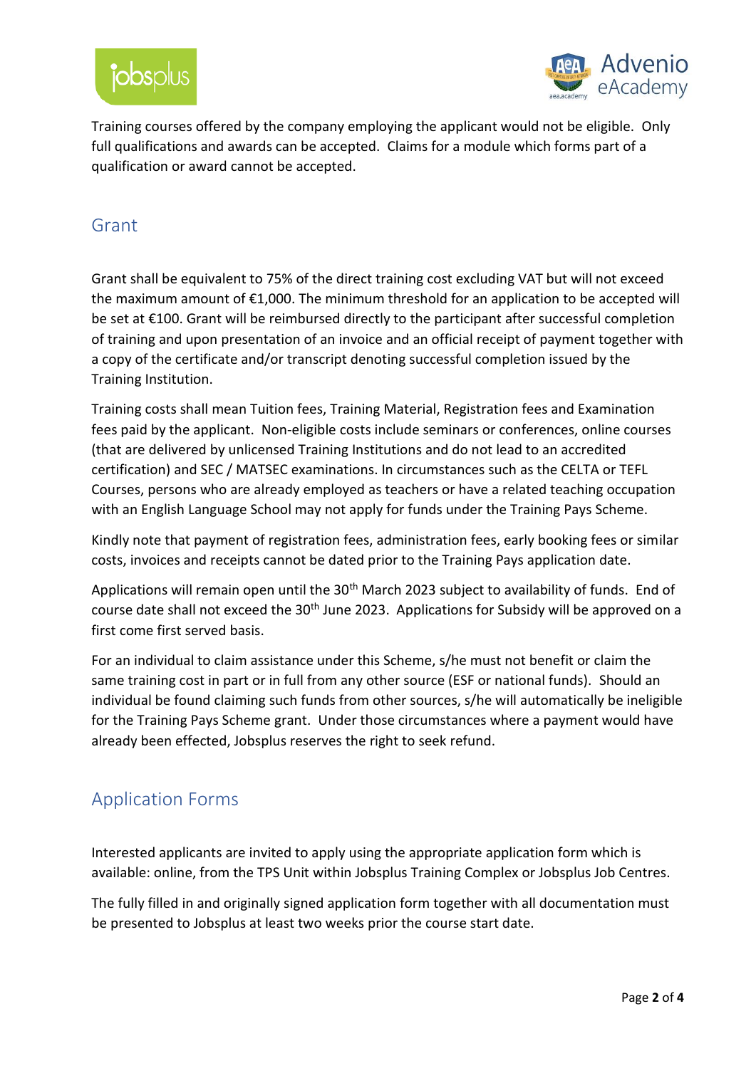Training courses offered by the company employing the applicant would not be eligible. Only full qualifications and awards can be accepted. Claims for a module which forms part of a qualification or award cannot be accepted.

## Grant

Grant shall be equivalent to 75% of the direct training cost excluding VAT but will not exceed the maximum amount of €1,000. The minimum threshold for an application to be accepted will be set at €100. Grant will be reimbursed directly to the participant after successful completion of training and upon presentation of an invoice and an official receipt of payment together with a copy of the certificate and/or transcript denoting successful completion issued by the Training Institution.

Training costs shall mean Tuition fees, Training Material, Registration fees and Examination fees paid by the applicant. Non-eligible costs include seminars or conferences, online courses (that are delivered by unlicensed Training Institutions and do not lead to an accredited certification) and SEC / MATSEC examinations. In circumstances such as the CELTA or TEFL Courses, persons who are already employed as teachers or have a related teaching occupation with an English Language School may not apply for funds under the Training Pays Scheme.

Kindly note that payment of registration fees, administration fees, early booking fees or similar costs, invoices and receipts cannot be dated prior to the Training Pays application date.

Applications will remain open until the 30th March 2023 subject to availability of funds. End of course date shall not exceed the 30th June 2023. Applications for Subsidy will be approved on a first come first served basis.

For an individual to claim assistance under this Scheme, s/he must not benefit or claim the same training cost in part or in full from any other source (ESF or national funds). Should an individual be found claiming such funds from other sources, s/he will automatically be ineligible for the Training Pays Scheme grant. Under those circumstances where a payment would have already been effected, Jobsplus reserves the right to seek refund.

## Application Forms

Interested applicants are invited to apply using the appropriate application form which is available: online, from the TPS Unit within Jobsplus Training Complex or Jobsplus Job Centres.

The fully filled in and originally signed application form together with all documentation must be presented to Jobsplus at least two weeks prior the course start date.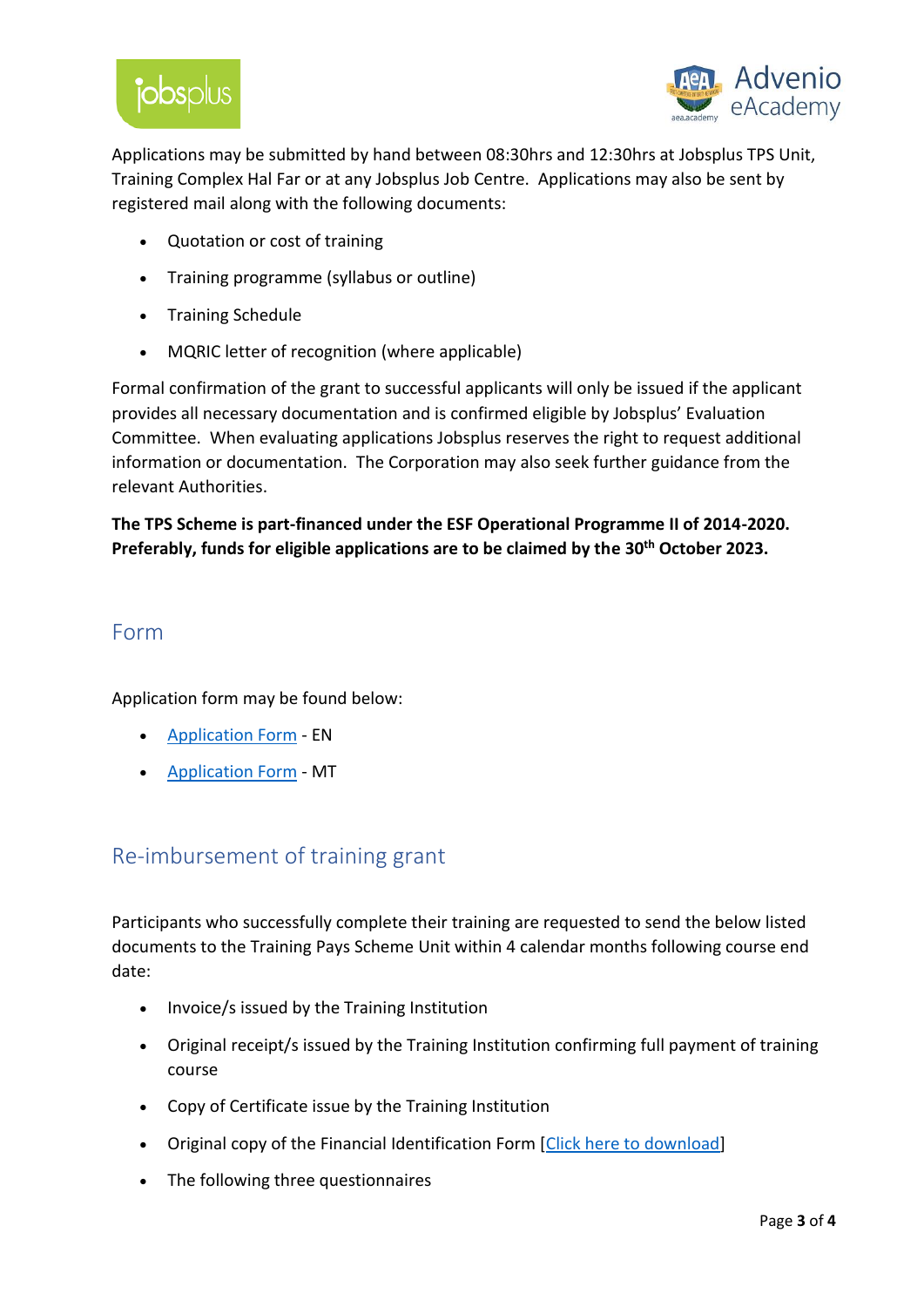Applications may be submitted by hand between 08:30hrs and 12:30hrs at Jobsplus TPS Unit, Training Complex Hal Far or at any Jobsplus Job Centre. Applications may also be sent by registered mail along with the following documents:

- Quotation or cost of training
- Training programme (syllabus or outline)
- Training Schedule
- MQRIC letter of recognition (where applicable)

Formal confirmation of the grant to successful applicants will only be issued if the applicant provides all necessary documentation and is confirmed eligible by Jobsplus' Evaluation Committee. When evaluating applications Jobsplus reserves the right to request additional information or documentation. The Corporation may also seek further guidance from the relevant Authorities.

**The TPS Scheme is part-financed under the ESF Operational Programme II of 2014-2020. Preferably, funds for eligible applications are to be claimed by the 30th October 2023.**

## Form

Application form may be found below:

- Application Form - EN
- Application Form - MT

## Re-imbursement of training grant

Participants who successfully complete their training are requested to send the below listed documents to the Training Pays Scheme Unit within 4 calendar months following course end date:

- Invoice/s issued by the Training Institution
- Original receipt/s issued by the Training Institution confirming full payment of training course
- Copy of Certificate issue by the Training Institution
- Original copy of the Financial Identification Form [Click here to download]
- The following three questionnaires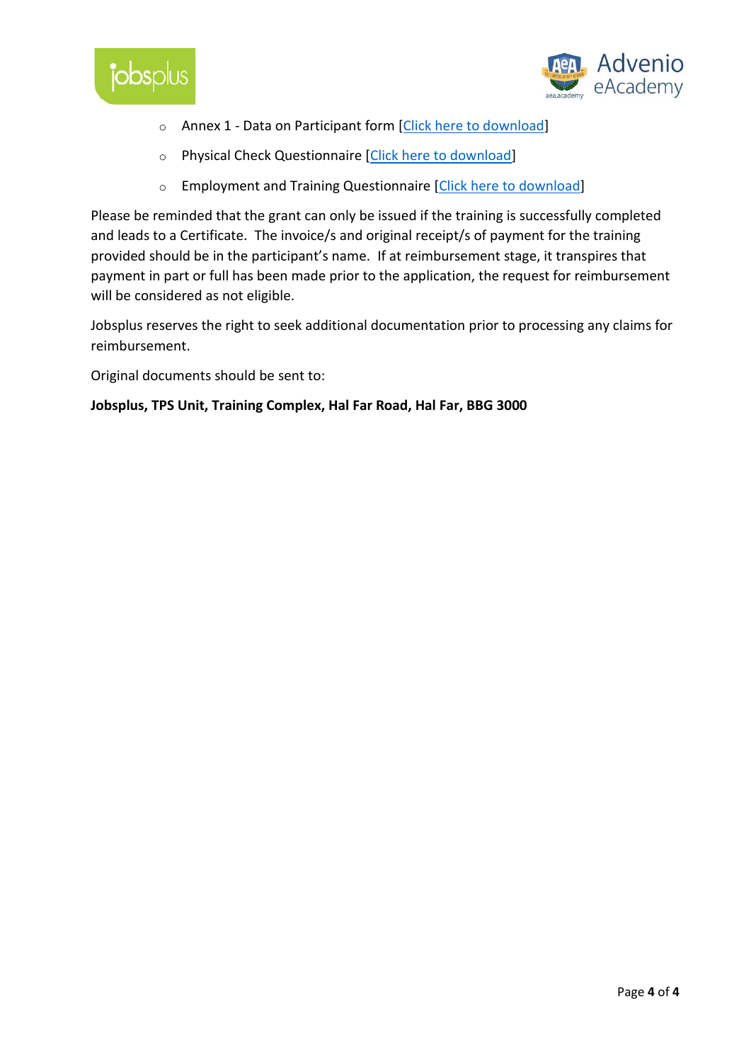- Annex 1 - Data on Participant form [Click here to download]
- Physical Check Questionnaire [Click here to download]
- Employment and Training Questionnaire [Click here to download]

Please be reminded that the grant can only be issued if the training is successfully completed and leads to a Certificate. The invoice/s and original receipt/s of payment for the training provided should be in the participant's name. If at reimbursement stage, it transpires that payment in part or full has been made prior to the application, the request for reimbursement will be considered as not eligible.

Jobsplus reserves the right to seek additional documentation prior to processing any claims for reimbursement.

Original documents should be sent to:

**Jobsplus, TPS Unit, Training Complex, Hal Far Road, Hal Far, BBG 3000**